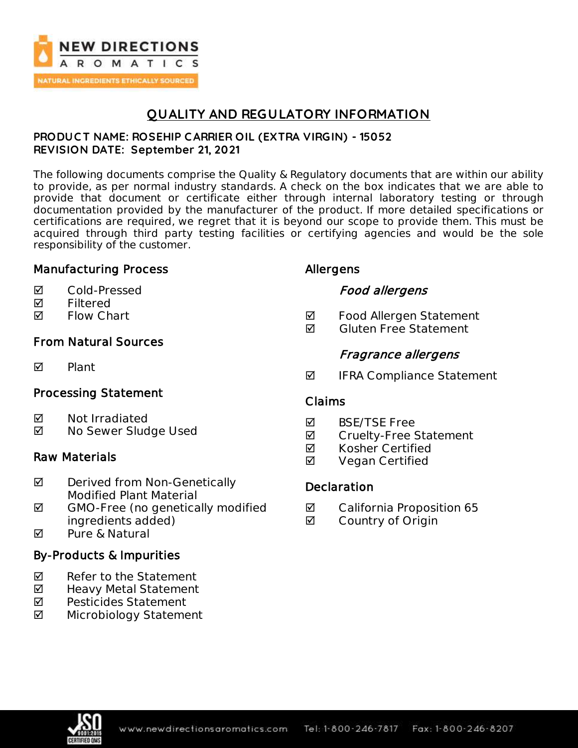NEW DIRECTIONS AROMATICS

NATURAL INGREDIENTS ETHICALLY SOURCED

# QUALITY AND REGULATORY INFORMATION

**PRODUCT NAME: ROSEHIP CARRIER OIL (EXTRA VIRGIN) - 15052**
**REVISION DATE: September 21, 2021**

The following documents comprise the Quality & Regulatory documents that are within our ability to provide, as per normal industry standards. A check on the box indicates that we are able to provide that document or certificate either through internal laboratory testing or through documentation provided by the manufacturer of the product. If more detailed specifications or certifications are required, we regret that it is beyond our scope to provide them. This must be acquired through third party testing facilities or certifying agencies and would be the sole responsibility of the customer.

## Manufacturing Process

- ☑ Cold-Pressed
- ☑ Filtered
- ☑ Flow Chart

## From Natural Sources

- ☑ Plant

## Processing Statement

- ☑ Not Irradiated
- ☑ No Sewer Sludge Used

## Raw Materials

- ☑ Derived from Non-Genetically Modified Plant Material
- ☑ GMO-Free (no genetically modified ingredients added)
- ☑ Pure & Natural

## By-Products & Impurities

- ☑ Refer to the Statement
- ☑ Heavy Metal Statement
- ☑ Pesticides Statement
- ☑ Microbiology Statement

## Allergens

### *Food allergens*

- ☑ Food Allergen Statement
- ☑ Gluten Free Statement

### *Fragrance allergens*

- ☑ IFRA Compliance Statement

## Claims

- ☑ BSE/TSE Free
- ☑ Cruelty-Free Statement
- ☑ Kosher Certified
- ☑ Vegan Certified

## Declaration

- ☑ California Proposition 65
- ☑ Country of Origin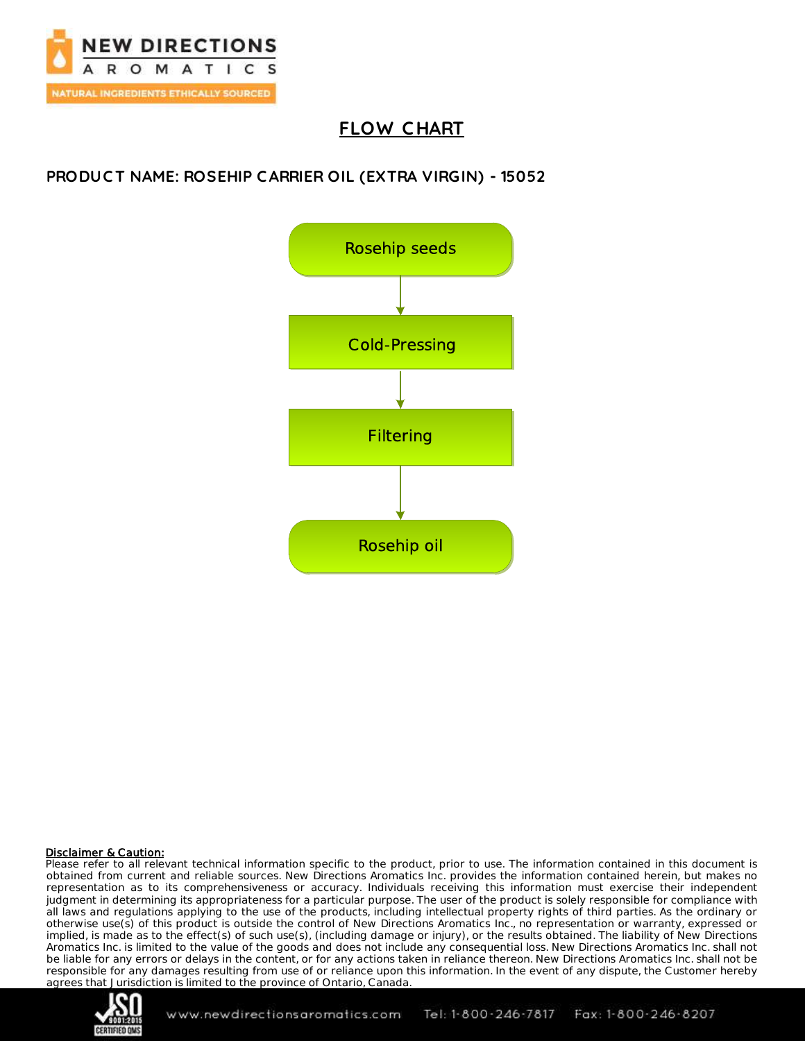# FLOW CHART

## PRODUCT NAME: ROSEHIP CARRIER OIL (EXTRA VIRGIN) - 15052

Rosehip seeds

↓

Cold-Pressing

↓

Filtering

↓

Rosehip oil

**Disclaimer & Caution:**
Please refer to all relevant technical information specific to the product, prior to use. The information contained in this document is obtained from current and reliable sources. New Directions Aromatics Inc. provides the information contained herein, but makes no representation as to its comprehensiveness or accuracy. Individuals receiving this information must exercise their independent judgment in determining its appropriateness for a particular purpose. The user of the product is solely responsible for compliance with all laws and regulations applying to the use of the products, including intellectual property rights of third parties. As the ordinary or otherwise use(s) of this product is outside the control of New Directions Aromatics Inc., no representation or warranty, expressed or implied, is made as to the effect(s) of such use(s), (including damage or injury), or the results obtained. The liability of New Directions Aromatics Inc. is limited to the value of the goods and does not include any consequential loss. New Directions Aromatics Inc. shall not be liable for any errors or delays in the content, or for any actions taken in reliance thereon. New Directions Aromatics Inc. shall not be responsible for any damages resulting from use of or reliance upon this information. In the event of any dispute, the Customer hereby agrees that Jurisdiction is limited to the province of Ontario, Canada.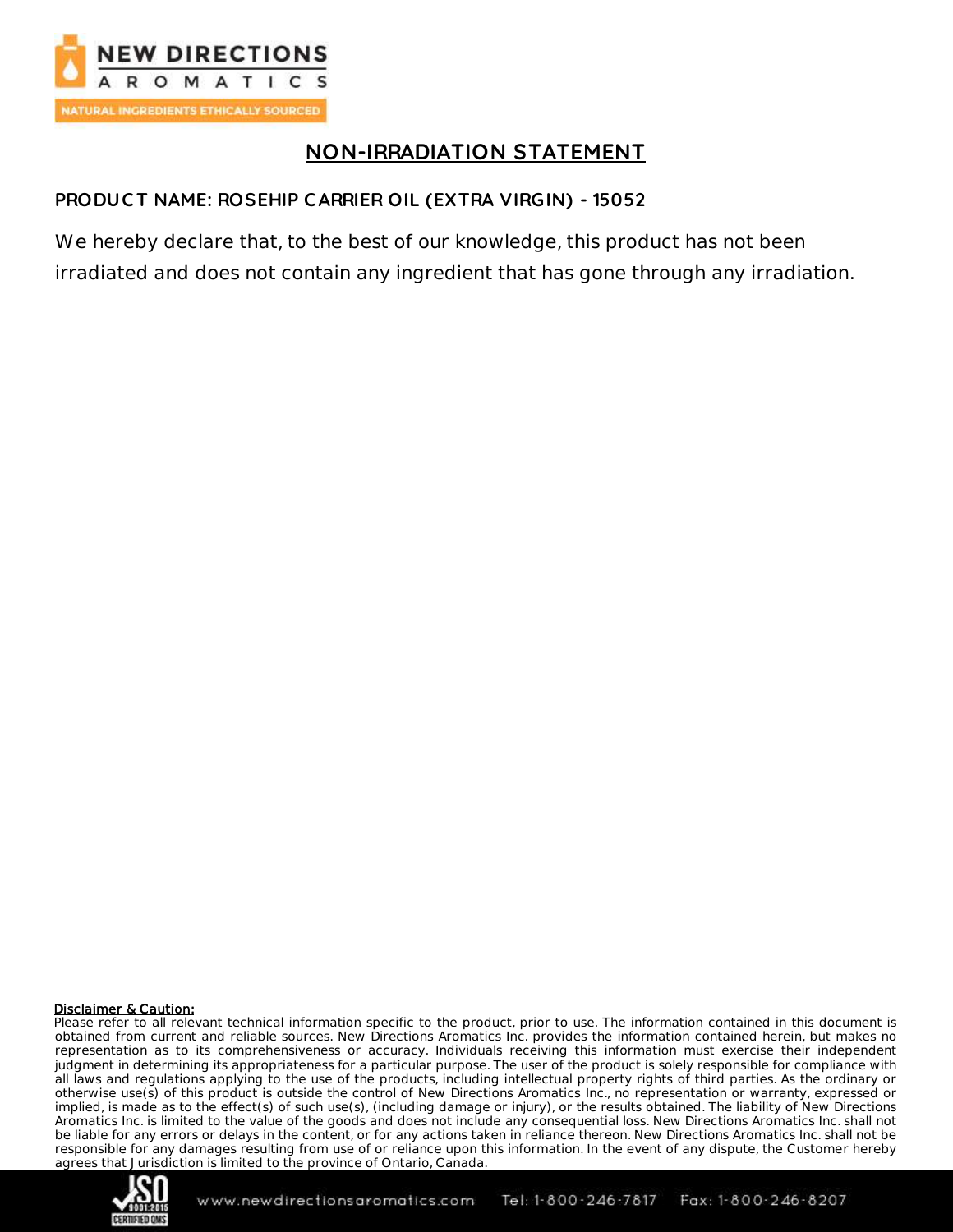# NON-IRRADIATION STATEMENT

**PRODUCT NAME: ROSEHIP CARRIER OIL (EXTRA VIRGIN) - 15052**

We hereby declare that, to the best of our knowledge, this product has not been irradiated and does not contain any ingredient that has gone through any irradiation.

**Disclaimer & Caution:**

Please refer to all relevant technical information specific to the product, prior to use. The information contained in this document is obtained from current and reliable sources. New Directions Aromatics Inc. provides the information contained herein, but makes no representation as to its comprehensiveness or accuracy. Individuals receiving this information must exercise their independent judgment in determining its appropriateness for a particular purpose. The user of the product is solely responsible for compliance with all laws and regulations applying to the use of the products, including intellectual property rights of third parties. As the ordinary or otherwise use(s) of this product is outside the control of New Directions Aromatics Inc., no representation or warranty, expressed or implied, is made as to the effect(s) of such use(s), (including damage or injury), or the results obtained. The liability of New Directions Aromatics Inc. is limited to the value of the goods and does not include any consequential loss. New Directions Aromatics Inc. shall not be liable for any errors or delays in the content, or for any actions taken in reliance thereon. New Directions Aromatics Inc. shall not be responsible for any damages resulting from use of or reliance upon this information. In the event of any dispute, the Customer hereby agrees that Jurisdiction is limited to the province of Ontario, Canada.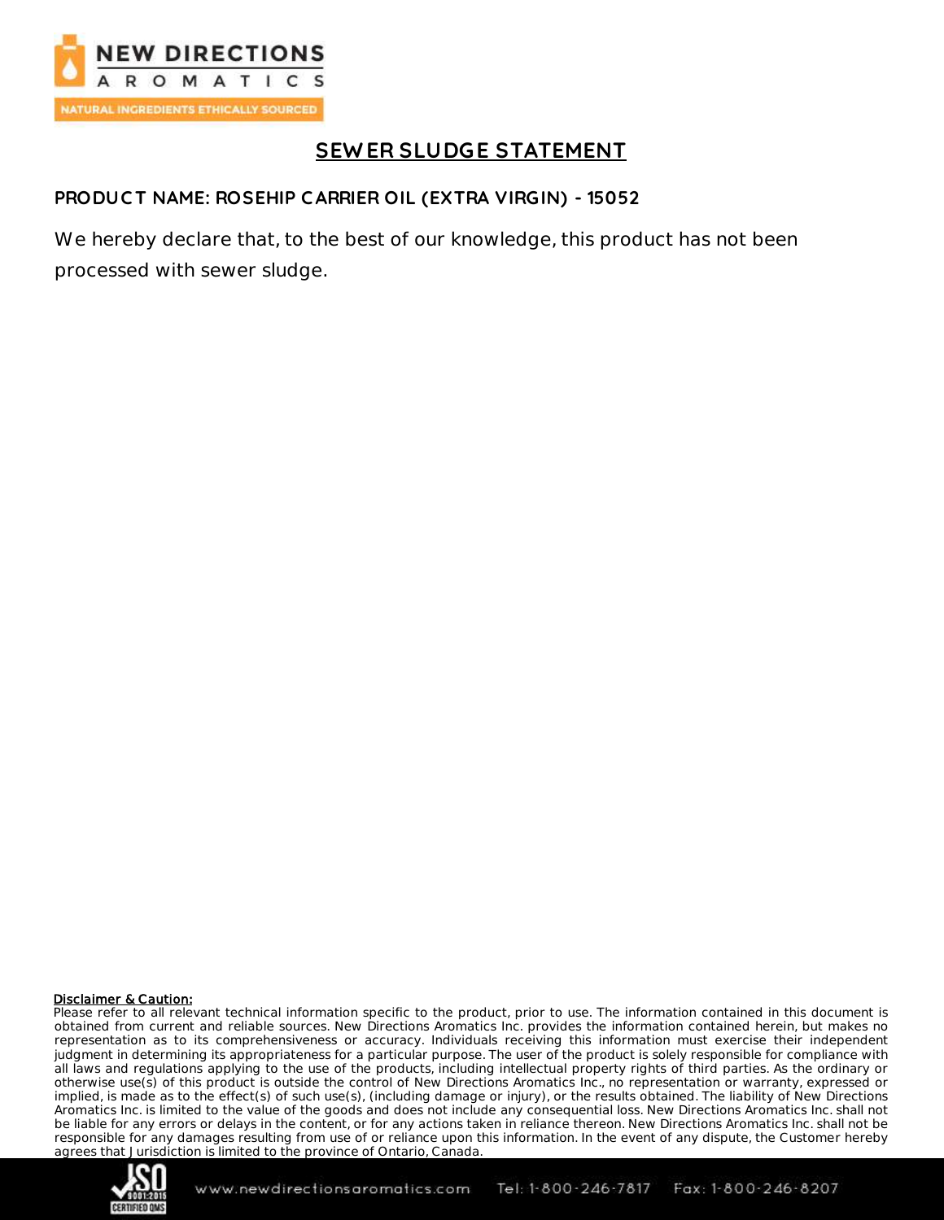# SEWER SLUDGE STATEMENT

**PRODUCT NAME: ROSEHIP CARRIER OIL (EXTRA VIRGIN) - 15052**

We hereby declare that, to the best of our knowledge, this product has not been processed with sewer sludge.

**Disclaimer & Caution:**

Please refer to all relevant technical information specific to the product, prior to use. The information contained in this document is obtained from current and reliable sources. New Directions Aromatics Inc. provides the information contained herein, but makes no representation as to its comprehensiveness or accuracy. Individuals receiving this information must exercise their independent judgment in determining its appropriateness for a particular purpose. The user of the product is solely responsible for compliance with all laws and regulations applying to the use of the products, including intellectual property rights of third parties. As the ordinary or otherwise use(s) of this product is outside the control of New Directions Aromatics Inc., no representation or warranty, expressed or implied, is made as to the effect(s) of such use(s), (including damage or injury), or the results obtained. The liability of New Directions Aromatics Inc. is limited to the value of the goods and does not include any consequential loss. New Directions Aromatics Inc. shall not be liable for any errors or delays in the content, or for any actions taken in reliance thereon. New Directions Aromatics Inc. shall not be responsible for any damages resulting from use of or reliance upon this information. In the event of any dispute, the Customer hereby agrees that Jurisdiction is limited to the province of Ontario, Canada.

www.newdirectionsaromatics.com Tel: 1-800-246-7817 Fax: 1-800-246-8207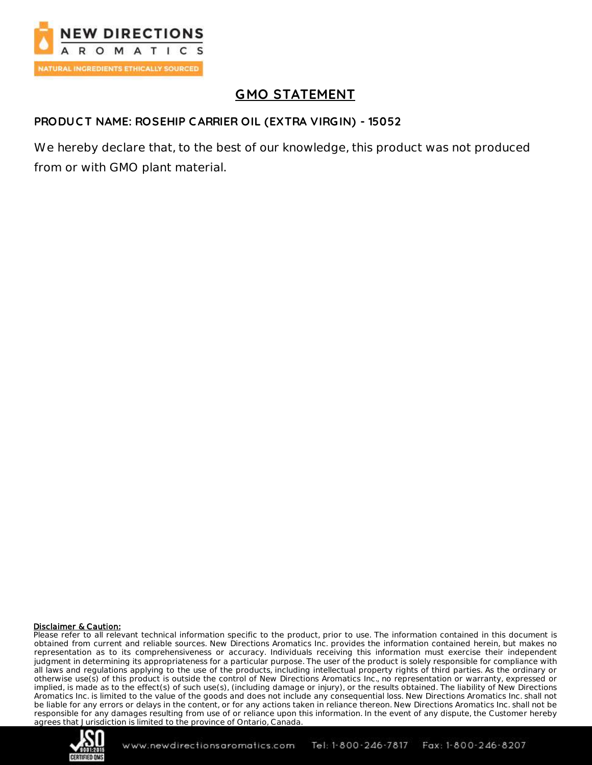# GMO STATEMENT

**PRODUCT NAME: ROSEHIP CARRIER OIL (EXTRA VIRGIN) - 15052**

We hereby declare that, to the best of our knowledge, this product was not produced from or with GMO plant material.

**Disclaimer & Caution:**

Please refer to all relevant technical information specific to the product, prior to use. The information contained in this document is obtained from current and reliable sources. New Directions Aromatics Inc. provides the information contained herein, but makes no representation as to its comprehensiveness or accuracy. Individuals receiving this information must exercise their independent judgment in determining its appropriateness for a particular purpose. The user of the product is solely responsible for compliance with all laws and regulations applying to the use of the products, including intellectual property rights of third parties. As the ordinary or otherwise use(s) of this product is outside the control of New Directions Aromatics Inc., no representation or warranty, expressed or implied, is made as to the effect(s) of such use(s), (including damage or injury), or the results obtained. The liability of New Directions Aromatics Inc. is limited to the value of the goods and does not include any consequential loss. New Directions Aromatics Inc. shall not be liable for any errors or delays in the content, or for any actions taken in reliance thereon. New Directions Aromatics Inc. shall not be responsible for any damages resulting from use of or reliance upon this information. In the event of any dispute, the Customer hereby agrees that Jurisdiction is limited to the province of Ontario, Canada.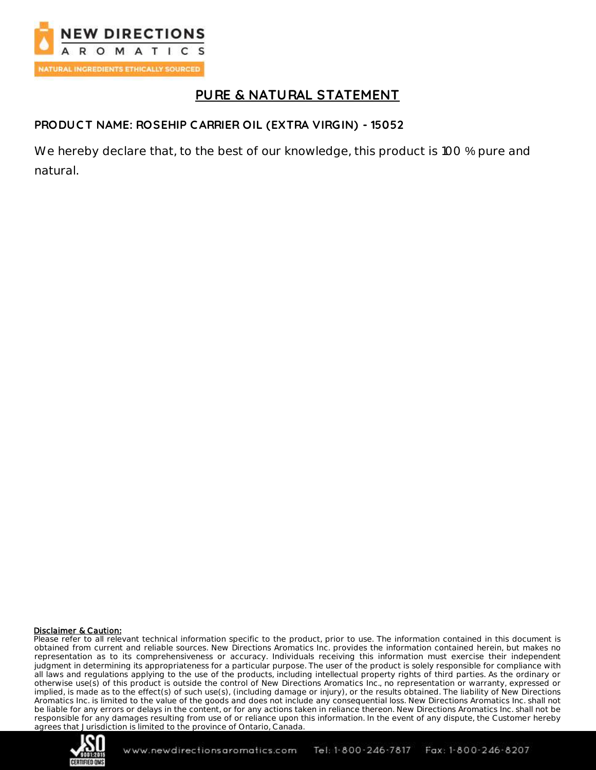# PURE & NATURAL STATEMENT

**PRODUCT NAME: ROSEHIP CARRIER OIL (EXTRA VIRGIN) - 15052**

We hereby declare that, to the best of our knowledge, this product is 100 % pure and natural.

**Disclaimer & Caution:**

Please refer to all relevant technical information specific to the product, prior to use. The information contained in this document is obtained from current and reliable sources. New Directions Aromatics Inc. provides the information contained herein, but makes no representation as to its comprehensiveness or accuracy. Individuals receiving this information must exercise their independent judgment in determining its appropriateness for a particular purpose. The user of the product is solely responsible for compliance with all laws and regulations applying to the use of the products, including intellectual property rights of third parties. As the ordinary or otherwise use(s) of this product is outside the control of New Directions Aromatics Inc., no representation or warranty, expressed or implied, is made as to the effect(s) of such use(s), (including damage or injury), or the results obtained. The liability of New Directions Aromatics Inc. is limited to the value of the goods and does not include any consequential loss. New Directions Aromatics Inc. shall not be liable for any errors or delays in the content, or for any actions taken in reliance thereon. New Directions Aromatics Inc. shall not be responsible for any damages resulting from use of or reliance upon this information. In the event of any dispute, the Customer hereby agrees that Jurisdiction is limited to the province of Ontario, Canada.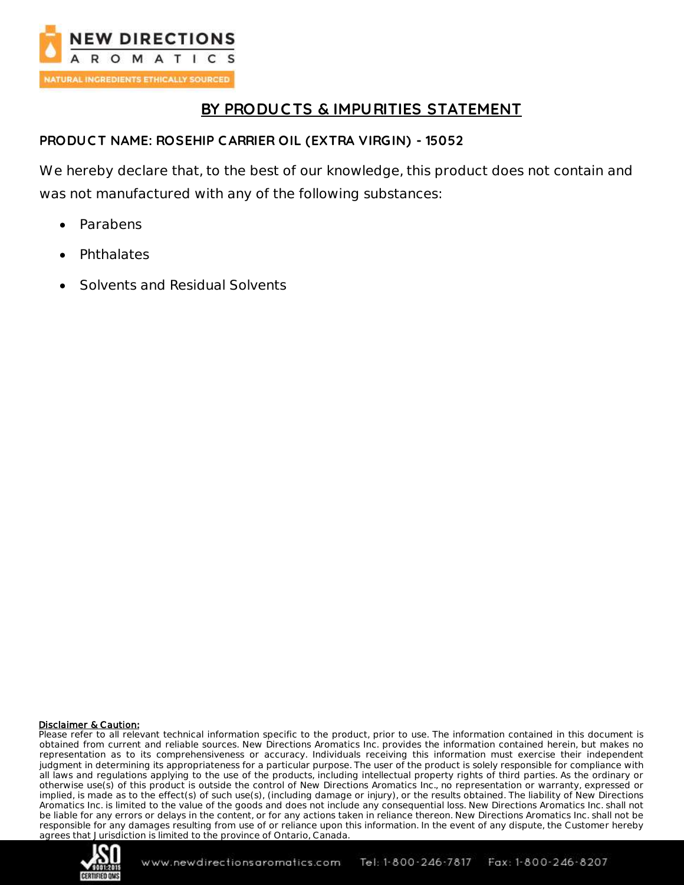# BY PRODUCTS & IMPURITIES STATEMENT

**PRODUCT NAME: ROSEHIP CARRIER OIL (EXTRA VIRGIN) - 15052**

We hereby declare that, to the best of our knowledge, this product does not contain and was not manufactured with any of the following substances:

- Parabens
- Phthalates
- Solvents and Residual Solvents

**Disclaimer & Caution:**
Please refer to all relevant technical information specific to the product, prior to use. The information contained in this document is obtained from current and reliable sources. New Directions Aromatics Inc. provides the information contained herein, but makes no representation as to its comprehensiveness or accuracy. Individuals receiving this information must exercise their independent judgment in determining its appropriateness for a particular purpose. The user of the product is solely responsible for compliance with all laws and regulations applying to the use of the products, including intellectual property rights of third parties. As the ordinary or otherwise use(s) of this product is outside the control of New Directions Aromatics Inc., no representation or warranty, expressed or implied, is made as to the effect(s) of such use(s), (including damage or injury), or the results obtained. The liability of New Directions Aromatics Inc. is limited to the value of the goods and does not include any consequential loss. New Directions Aromatics Inc. shall not be liable for any errors or delays in the content, or for any actions taken in reliance thereon. New Directions Aromatics Inc. shall not be responsible for any damages resulting from use of or reliance upon this information. In the event of any dispute, the Customer hereby agrees that Jurisdiction is limited to the province of Ontario, Canada.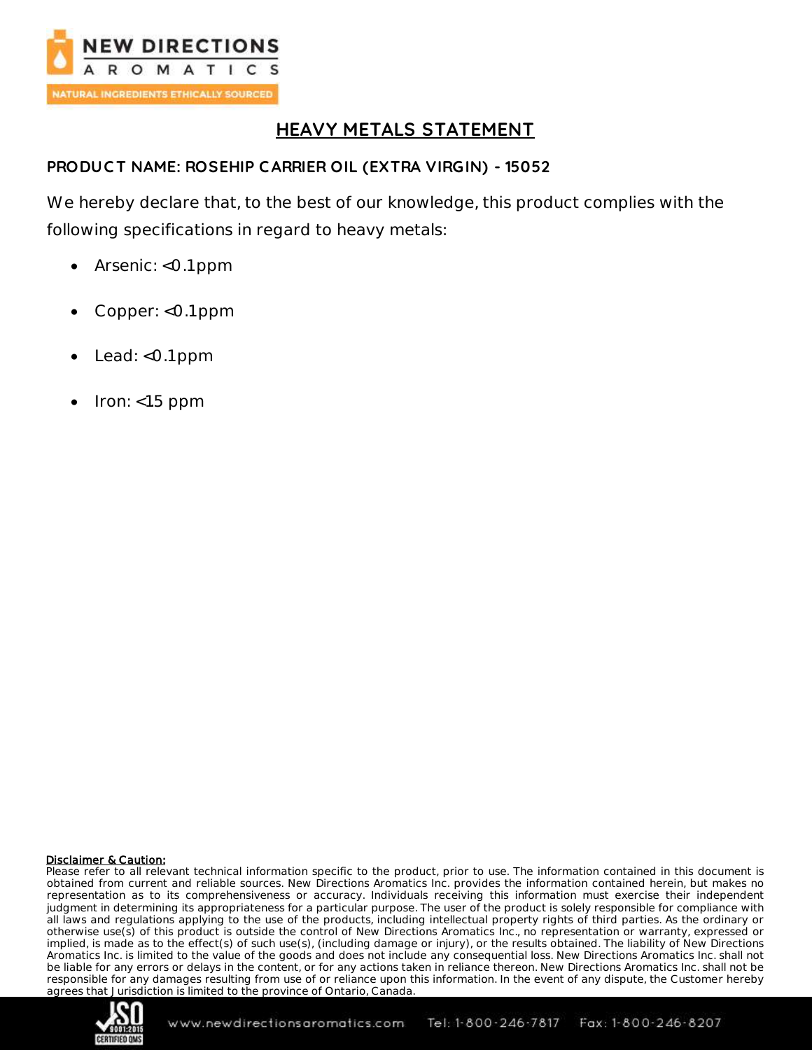NEW DIRECTIONS
AROMATICS
NATURAL INGREDIENTS ETHICALLY SOURCED

# HEAVY METALS STATEMENT

**PRODUCT NAME: ROSEHIP CARRIER OIL (EXTRA VIRGIN) - 15052**

We hereby declare that, to the best of our knowledge, this product complies with the following specifications in regard to heavy metals:

- Arsenic: <0.1ppm
- Copper: <0.1ppm
- Lead: <0.1ppm
- Iron: <15 ppm

**Disclaimer & Caution:**
Please refer to all relevant technical information specific to the product, prior to use. The information contained in this document is obtained from current and reliable sources. New Directions Aromatics Inc. provides the information contained herein, but makes no representation as to its comprehensiveness or accuracy. Individuals receiving this information must exercise their independent judgment in determining its appropriateness for a particular purpose. The user of the product is solely responsible for compliance with all laws and regulations applying to the use of the products, including intellectual property rights of third parties. As the ordinary or otherwise use(s) of this product is outside the control of New Directions Aromatics Inc., no representation or warranty, expressed or implied, is made as to the effect(s) of such use(s), (including damage or injury), or the results obtained. The liability of New Directions Aromatics Inc. is limited to the value of the goods and does not include any consequential loss. New Directions Aromatics Inc. shall not be liable for any errors or delays in the content, or for any actions taken in reliance thereon. New Directions Aromatics Inc. shall not be responsible for any damages resulting from use of or reliance upon this information. In the event of any dispute, the Customer hereby agrees that Jurisdiction is limited to the province of Ontario, Canada.

www.newdirectionsaromatics.com Tel: 1-800-246-7817 Fax: 1-800-246-8207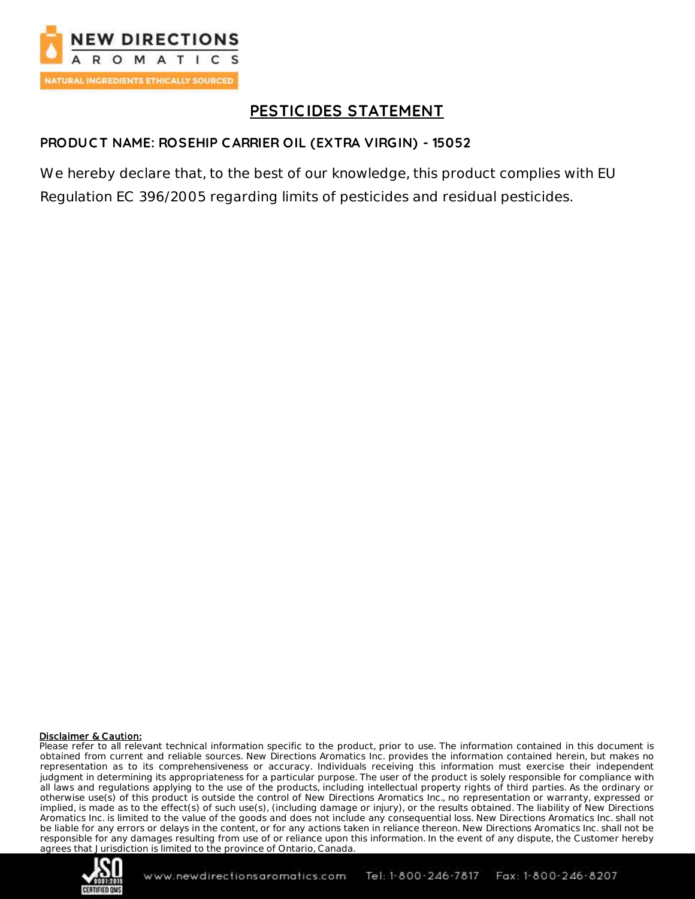# PESTICIDES STATEMENT

**PRODUCT NAME: ROSEHIP CARRIER OIL (EXTRA VIRGIN) - 15052**

We hereby declare that, to the best of our knowledge, this product complies with EU Regulation EC 396/2005 regarding limits of pesticides and residual pesticides.

**Disclaimer & Caution:**
Please refer to all relevant technical information specific to the product, prior to use. The information contained in this document is obtained from current and reliable sources. New Directions Aromatics Inc. provides the information contained herein, but makes no representation as to its comprehensiveness or accuracy. Individuals receiving this information must exercise their independent judgment in determining its appropriateness for a particular purpose. The user of the product is solely responsible for compliance with all laws and regulations applying to the use of the products, including intellectual property rights of third parties. As the ordinary or otherwise use(s) of this product is outside the control of New Directions Aromatics Inc., no representation or warranty, expressed or implied, is made as to the effect(s) of such use(s), (including damage or injury), or the results obtained. The liability of New Directions Aromatics Inc. is limited to the value of the goods and does not include any consequential loss. New Directions Aromatics Inc. shall not be liable for any errors or delays in the content, or for any actions taken in reliance thereon. New Directions Aromatics Inc. shall not be responsible for any damages resulting from use of or reliance upon this information. In the event of any dispute, the Customer hereby agrees that Jurisdiction is limited to the province of Ontario, Canada.

www.newdirectionsaromatics.com Tel: 1-800-246-7817 Fax: 1-800-246-8207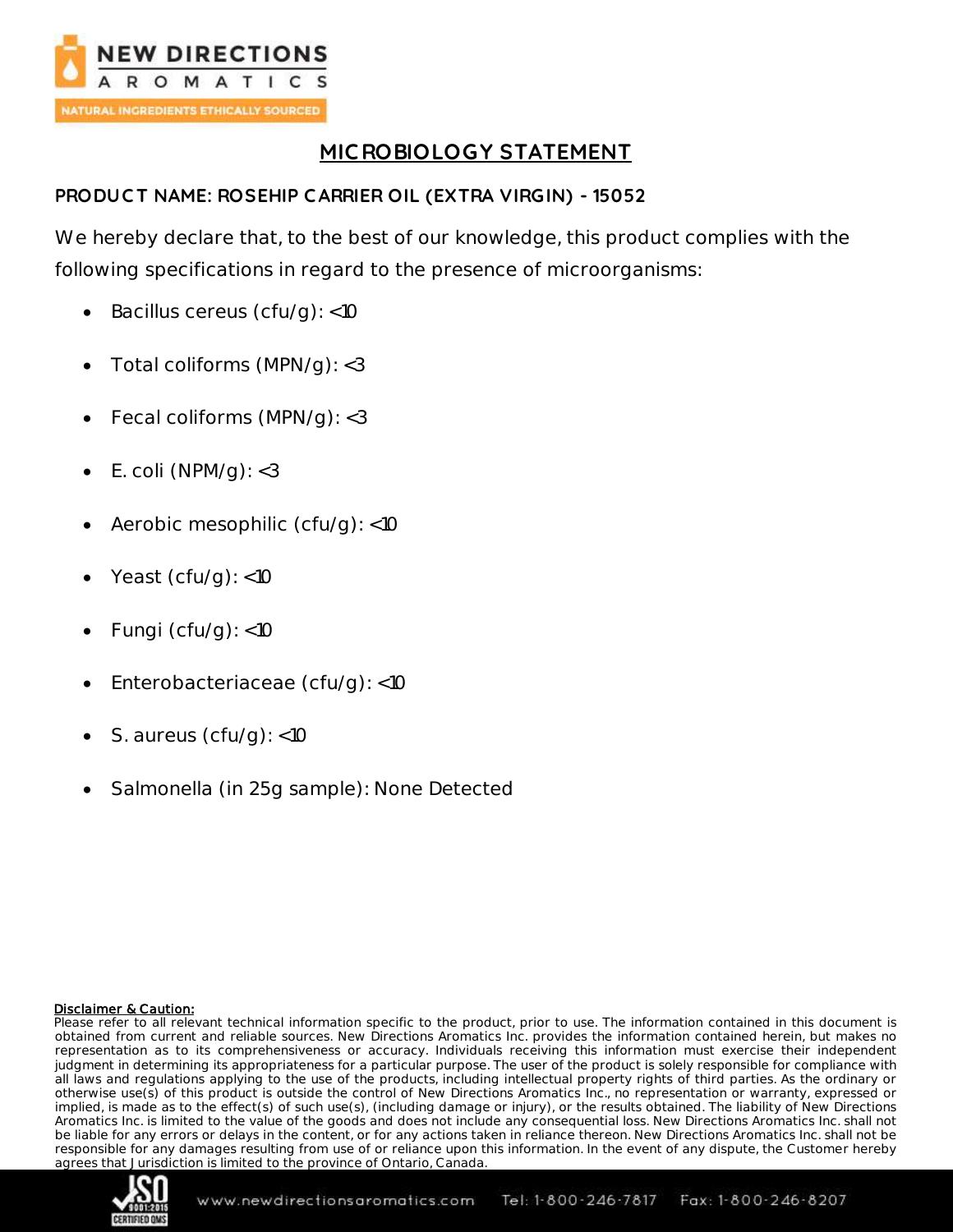# MICROBIOLOGY STATEMENT

**PRODUCT NAME: ROSEHIP CARRIER OIL (EXTRA VIRGIN) - 15052**

We hereby declare that, to the best of our knowledge, this product complies with the following specifications in regard to the presence of microorganisms:

- Bacillus cereus (cfu/g): <10
- Total coliforms (MPN/g): <3
- Fecal coliforms (MPN/g): <3
- E. coli (NPM/g): <3
- Aerobic mesophilic (cfu/g): <10
- Yeast (cfu/g): <10
- Fungi (cfu/g): <10
- Enterobacteriaceae (cfu/g): <10
- S. aureus (cfu/g): <10
- Salmonella (in 25g sample): None Detected

**Disclaimer & Caution:**
Please refer to all relevant technical information specific to the product, prior to use. The information contained in this document is obtained from current and reliable sources. New Directions Aromatics Inc. provides the information contained herein, but makes no representation as to its comprehensiveness or accuracy. Individuals receiving this information must exercise their independent judgment in determining its appropriateness for a particular purpose. The user of the product is solely responsible for compliance with all laws and regulations applying to the use of the products, including intellectual property rights of third parties. As the ordinary or otherwise use(s) of this product is outside the control of New Directions Aromatics Inc., no representation or warranty, expressed or implied, is made as to the effect(s) of such use(s), (including damage or injury), or the results obtained. The liability of New Directions Aromatics Inc. is limited to the value of the goods and does not include any consequential loss. New Directions Aromatics Inc. shall not be liable for any errors or delays in the content, or for any actions taken in reliance thereon. New Directions Aromatics Inc. shall not be responsible for any damages resulting from use of or reliance upon this information. In the event of any dispute, the Customer hereby agrees that Jurisdiction is limited to the province of Ontario, Canada.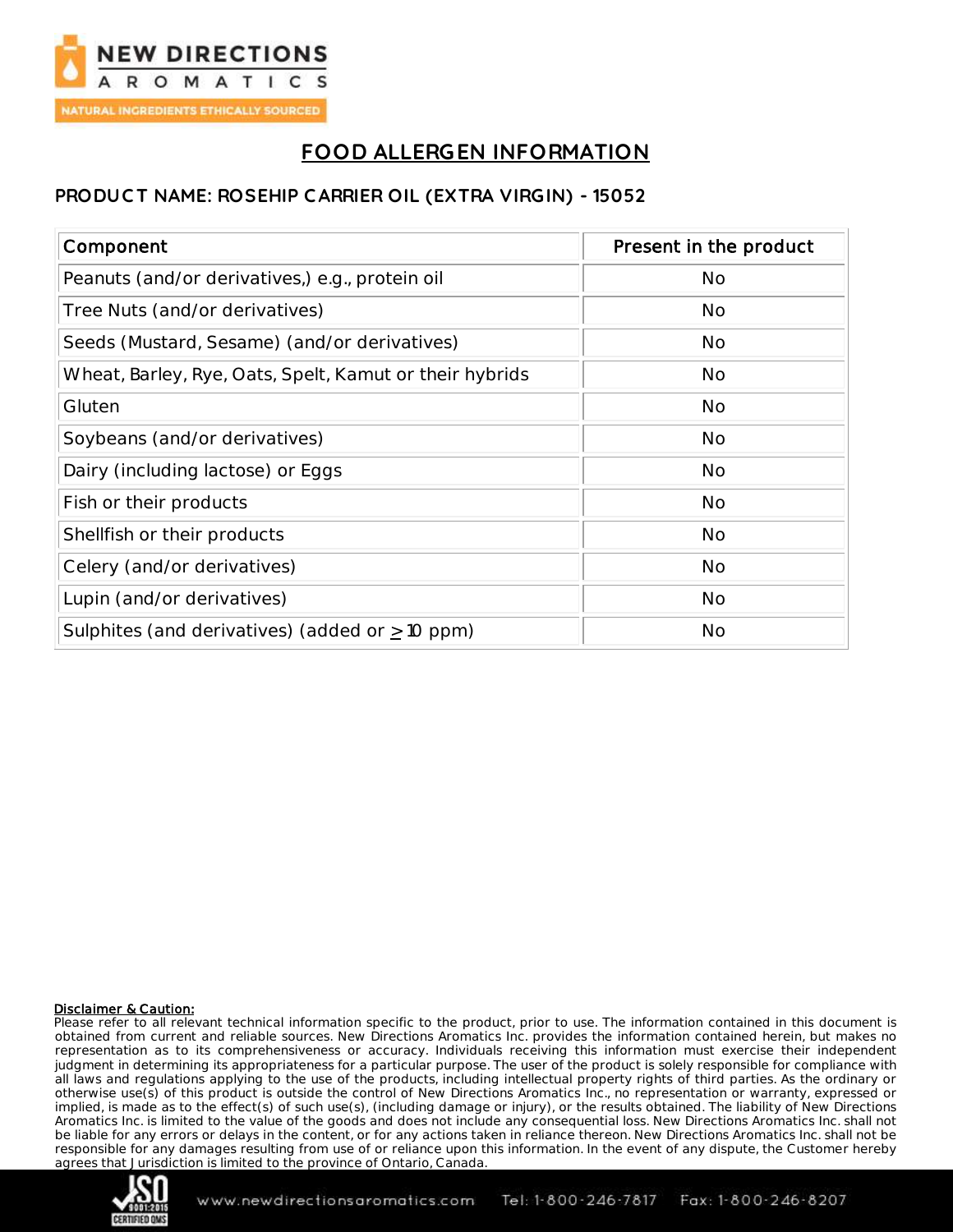# FOOD ALLERGEN INFORMATION

## PRODUCT NAME: ROSEHIP CARRIER OIL (EXTRA VIRGIN) - 15052

| Component | Present in the product |
| --- | --- |
| Peanuts (and/or derivatives,) e.g., protein oil | No |
| Tree Nuts (and/or derivatives) | No |
| Seeds (Mustard, Sesame) (and/or derivatives) | No |
| Wheat, Barley, Rye, Oats, Spelt, Kamut or their hybrids | No |
| Gluten | No |
| Soybeans (and/or derivatives) | No |
| Dairy (including lactose) or Eggs | No |
| Fish or their products | No |
| Shellfish or their products | No |
| Celery (and/or derivatives) | No |
| Lupin (and/or derivatives) | No |
| Sulphites (and derivatives) (added or $\geq$ 10 ppm) | No |

**Disclaimer & Caution:**
Please refer to all relevant technical information specific to the product, prior to use. The information contained in this document is obtained from current and reliable sources. New Directions Aromatics Inc. provides the information contained herein, but makes no representation as to its comprehensiveness or accuracy. Individuals receiving this information must exercise their independent judgment in determining its appropriateness for a particular purpose. The user of the product is solely responsible for compliance with all laws and regulations applying to the use of the products, including intellectual property rights of third parties. As the ordinary or otherwise use(s) of this product is outside the control of New Directions Aromatics Inc., no representation or warranty, expressed or implied, is made as to the effect(s) of such use(s), (including damage or injury), or the results obtained. The liability of New Directions Aromatics Inc. is limited to the value of the goods and does not include any consequential loss. New Directions Aromatics Inc. shall not be liable for any errors or delays in the content, or for any actions taken in reliance thereon. New Directions Aromatics Inc. shall not be responsible for any damages resulting from use of or reliance upon this information. In the event of any dispute, the Customer hereby agrees that Jurisdiction is limited to the province of Ontario, Canada.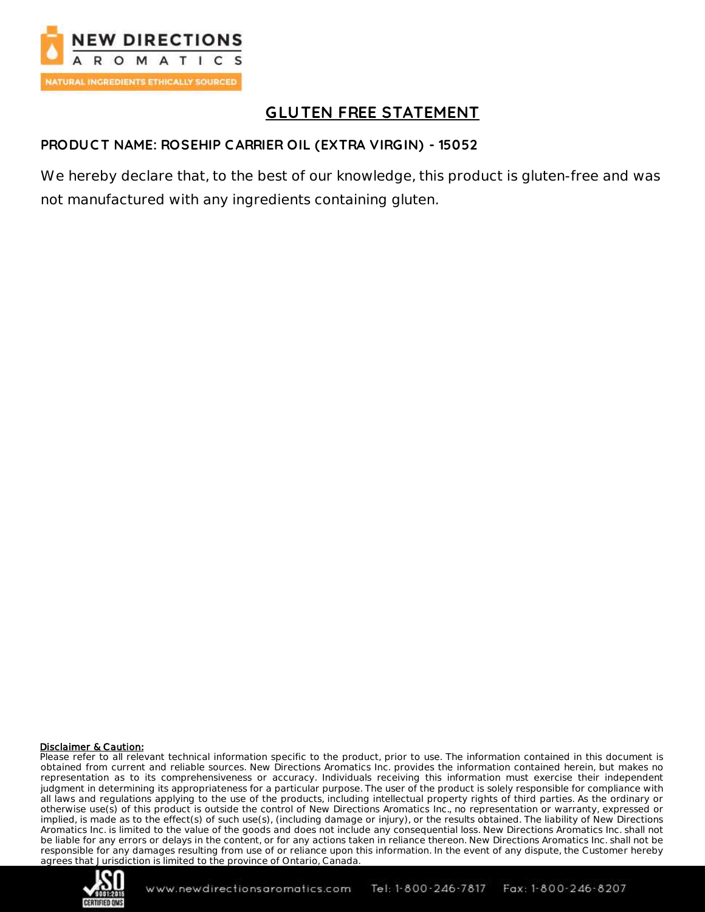# GLUTEN FREE STATEMENT

**PRODUCT NAME: ROSEHIP CARRIER OIL (EXTRA VIRGIN) - 15052**

We hereby declare that, to the best of our knowledge, this product is gluten-free and was not manufactured with any ingredients containing gluten.

**Disclaimer & Caution:**

Please refer to all relevant technical information specific to the product, prior to use. The information contained in this document is obtained from current and reliable sources. New Directions Aromatics Inc. provides the information contained herein, but makes no representation as to its comprehensiveness or accuracy. Individuals receiving this information must exercise their independent judgment in determining its appropriateness for a particular purpose. The user of the product is solely responsible for compliance with all laws and regulations applying to the use of the products, including intellectual property rights of third parties. As the ordinary or otherwise use(s) of this product is outside the control of New Directions Aromatics Inc., no representation or warranty, expressed or implied, is made as to the effect(s) of such use(s), (including damage or injury), or the results obtained. The liability of New Directions Aromatics Inc. is limited to the value of the goods and does not include any consequential loss. New Directions Aromatics Inc. shall not be liable for any errors or delays in the content, or for any actions taken in reliance thereon. New Directions Aromatics Inc. shall not be responsible for any damages resulting from use of or reliance upon this information. In the event of any dispute, the Customer hereby agrees that Jurisdiction is limited to the province of Ontario, Canada.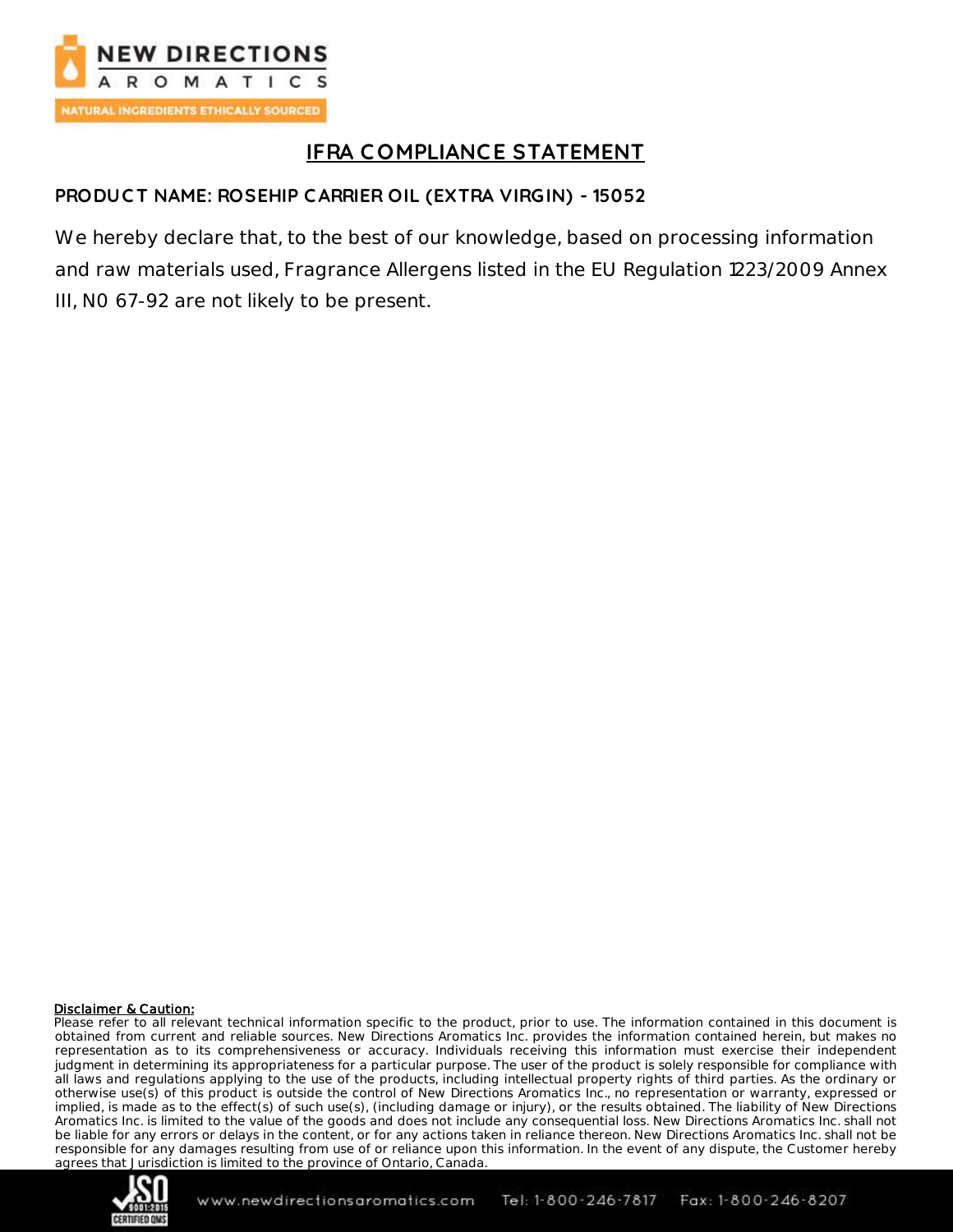# IFRA COMPLIANCE STATEMENT

## PRODUCT NAME: ROSEHIP CARRIER OIL (EXTRA VIRGIN) - 15052

We hereby declare that, to the best of our knowledge, based on processing information and raw materials used, Fragrance Allergens listed in the EU Regulation 1223/2009 Annex III, N0 67-92 are not likely to be present.

**Disclaimer & Caution:**

Please refer to all relevant technical information specific to the product, prior to use. The information contained in this document is obtained from current and reliable sources. New Directions Aromatics Inc. provides the information contained herein, but makes no representation as to its comprehensiveness or accuracy. Individuals receiving this information must exercise their independent judgment in determining its appropriateness for a particular purpose. The user of the product is solely responsible for compliance with all laws and regulations applying to the use of the products, including intellectual property rights of third parties. As the ordinary or otherwise use(s) of this product is outside the control of New Directions Aromatics Inc., no representation or warranty, expressed or implied, is made as to the effect(s) of such use(s), (including damage or injury), or the results obtained. The liability of New Directions Aromatics Inc. is limited to the value of the goods and does not include any consequential loss. New Directions Aromatics Inc. shall not be liable for any errors or delays in the content, or for any actions taken in reliance thereon. New Directions Aromatics Inc. shall not be responsible for any damages resulting from use of or reliance upon this information. In the event of any dispute, the Customer hereby agrees that Jurisdiction is limited to the province of Ontario, Canada.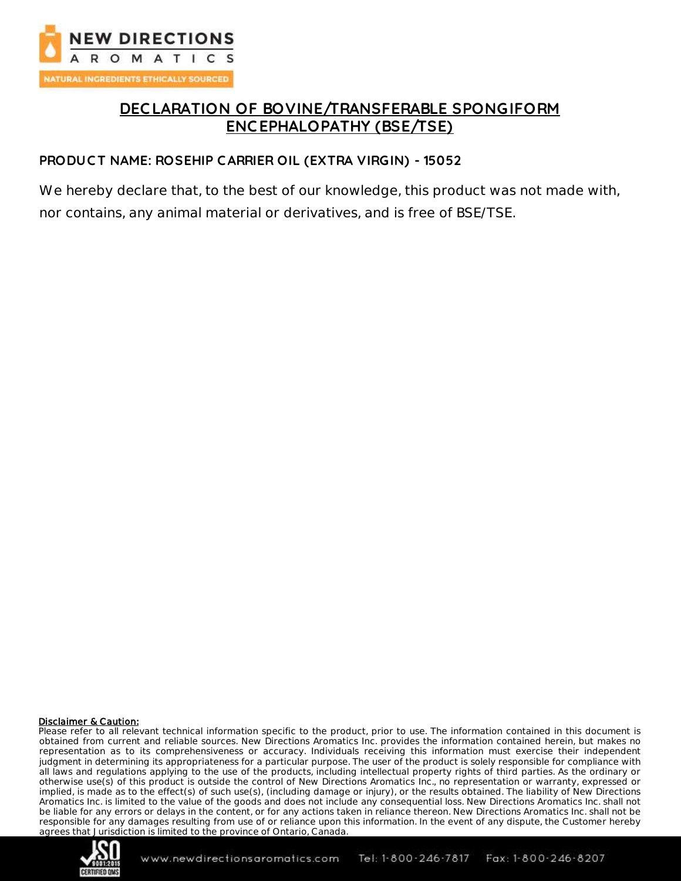# DECLARATION OF BOVINE/TRANSFERABLE SPONGIFORM ENCEPHALOPATHY (BSE/TSE)

## PRODUCT NAME: ROSEHIP CARRIER OIL (EXTRA VIRGIN) - 15052

We hereby declare that, to the best of our knowledge, this product was not made with, nor contains, any animal material or derivatives, and is free of BSE/TSE.

**Disclaimer & Caution:**
Please refer to all relevant technical information specific to the product, prior to use. The information contained in this document is obtained from current and reliable sources. New Directions Aromatics Inc. provides the information contained herein, but makes no representation as to its comprehensiveness or accuracy. Individuals receiving this information must exercise their independent judgment in determining its appropriateness for a particular purpose. The user of the product is solely responsible for compliance with all laws and regulations applying to the use of the products, including intellectual property rights of third parties. As the ordinary or otherwise use(s) of this product is outside the control of New Directions Aromatics Inc., no representation or warranty, expressed or implied, is made as to the effect(s) of such use(s), (including damage or injury), or the results obtained. The liability of New Directions Aromatics Inc. is limited to the value of the goods and does not include any consequential loss. New Directions Aromatics Inc. shall not be liable for any errors or delays in the content, or for any actions taken in reliance thereon. New Directions Aromatics Inc. shall not be responsible for any damages resulting from use of or reliance upon this information. In the event of any dispute, the Customer hereby agrees that Jurisdiction is limited to the province of Ontario, Canada.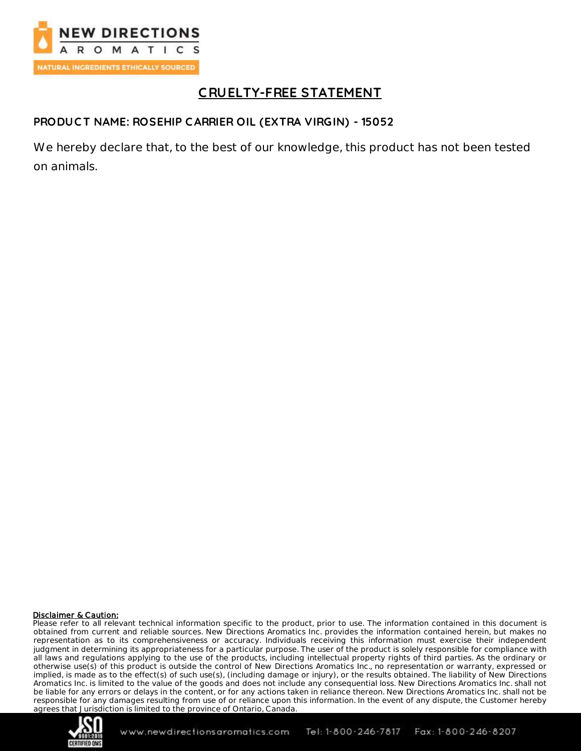# CRUELTY-FREE STATEMENT

## PRODUCT NAME: ROSEHIP CARRIER OIL (EXTRA VIRGIN) - 15052

We hereby declare that, to the best of our knowledge, this product has not been tested on animals.

**Disclaimer & Caution:**
Please refer to all relevant technical information specific to the product, prior to use. The information contained in this document is obtained from current and reliable sources. New Directions Aromatics Inc. provides the information contained herein, but makes no representation as to its comprehensiveness or accuracy. Individuals receiving this information must exercise their independent judgment in determining its appropriateness for a particular purpose. The user of the product is solely responsible for compliance with all laws and regulations applying to the use of the products, including intellectual property rights of third parties. As the ordinary or otherwise use(s) of this product is outside the control of New Directions Aromatics Inc., no representation or warranty, expressed or implied, is made as to the effect(s) of such use(s), (including damage or injury), or the results obtained. The liability of New Directions Aromatics Inc. is limited to the value of the goods and does not include any consequential loss. New Directions Aromatics Inc. shall not be liable for any errors or delays in the content, or for any actions taken in reliance thereon. New Directions Aromatics Inc. shall not be responsible for any damages resulting from use of or reliance upon this information. In the event of any dispute, the Customer hereby agrees that Jurisdiction is limited to the province of Ontario, Canada.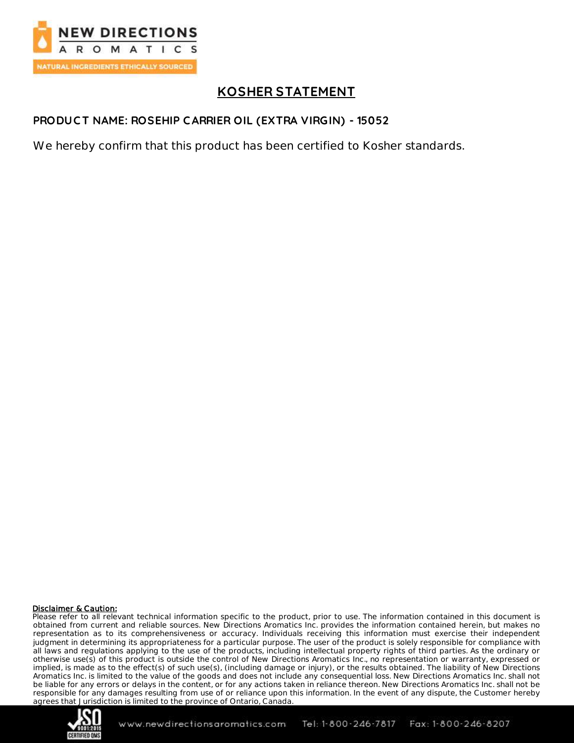# KOSHER STATEMENT

**PRODUCT NAME: ROSEHIP CARRIER OIL (EXTRA VIRGIN) - 15052**

We hereby confirm that this product has been certified to Kosher standards.

**Disclaimer & Caution:**
Please refer to all relevant technical information specific to the product, prior to use. The information contained in this document is obtained from current and reliable sources. New Directions Aromatics Inc. provides the information contained herein, but makes no representation as to its comprehensiveness or accuracy. Individuals receiving this information must exercise their independent judgment in determining its appropriateness for a particular purpose. The user of the product is solely responsible for compliance with all laws and regulations applying to the use of the products, including intellectual property rights of third parties. As the ordinary or otherwise use(s) of this product is outside the control of New Directions Aromatics Inc., no representation or warranty, expressed or implied, is made as to the effect(s) of such use(s), (including damage or injury), or the results obtained. The liability of New Directions Aromatics Inc. is limited to the value of the goods and does not include any consequential loss. New Directions Aromatics Inc. shall not be liable for any errors or delays in the content, or for any actions taken in reliance thereon. New Directions Aromatics Inc. shall not be responsible for any damages resulting from use of or reliance upon this information. In the event of any dispute, the Customer hereby agrees that Jurisdiction is limited to the province of Ontario, Canada.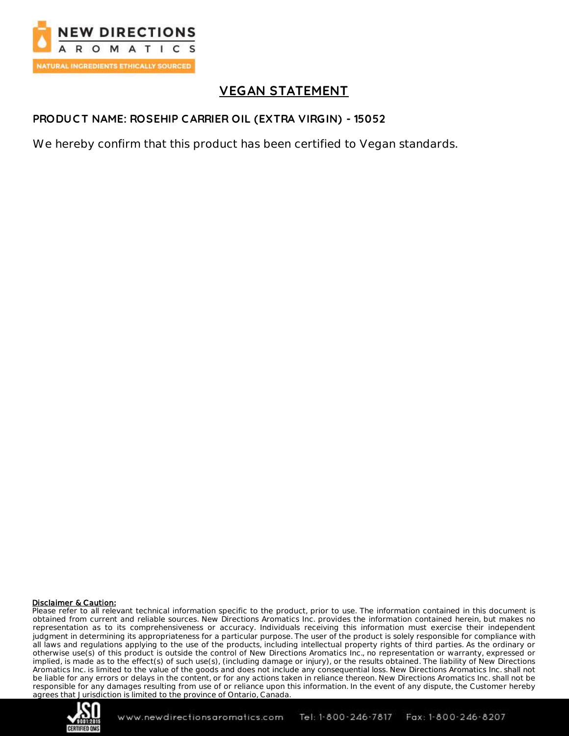# VEGAN STATEMENT

**PRODUCT NAME: ROSEHIP CARRIER OIL (EXTRA VIRGIN) - 15052**

We hereby confirm that this product has been certified to Vegan standards.

**Disclaimer & Caution:**

Please refer to all relevant technical information specific to the product, prior to use. The information contained in this document is obtained from current and reliable sources. New Directions Aromatics Inc. provides the information contained herein, but makes no representation as to its comprehensiveness or accuracy. Individuals receiving this information must exercise their independent judgment in determining its appropriateness for a particular purpose. The user of the product is solely responsible for compliance with all laws and regulations applying to the use of the products, including intellectual property rights of third parties. As the ordinary or otherwise use(s) of this product is outside the control of New Directions Aromatics Inc., no representation or warranty, expressed or implied, is made as to the effect(s) of such use(s), (including damage or injury), or the results obtained. The liability of New Directions Aromatics Inc. is limited to the value of the goods and does not include any consequential loss. New Directions Aromatics Inc. shall not be liable for any errors or delays in the content, or for any actions taken in reliance thereon. New Directions Aromatics Inc. shall not be responsible for any damages resulting from use of or reliance upon this information. In the event of any dispute, the Customer hereby agrees that Jurisdiction is limited to the province of Ontario, Canada.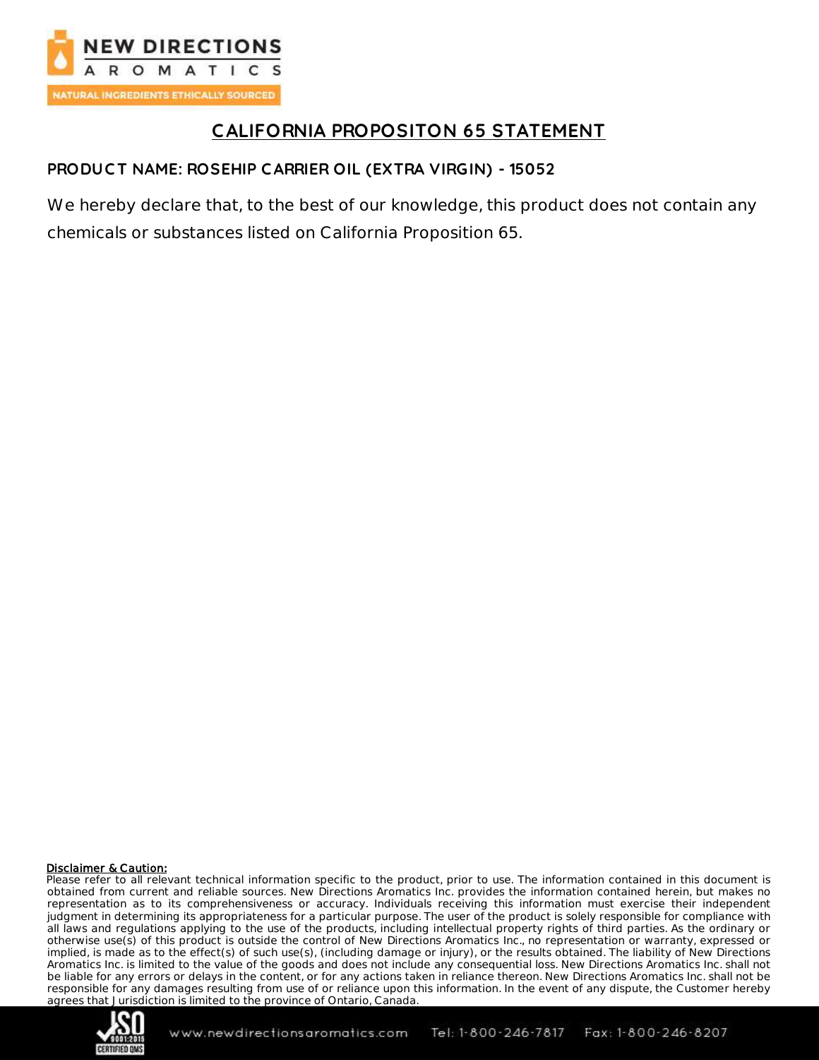# CALIFORNIA PROPOSITON 65 STATEMENT

**PRODUCT NAME: ROSEHIP CARRIER OIL (EXTRA VIRGIN) - 15052**

We hereby declare that, to the best of our knowledge, this product does not contain any chemicals or substances listed on California Proposition 65.

**Disclaimer & Caution:**
Please refer to all relevant technical information specific to the product, prior to use. The information contained in this document is obtained from current and reliable sources. New Directions Aromatics Inc. provides the information contained herein, but makes no representation as to its comprehensiveness or accuracy. Individuals receiving this information must exercise their independent judgment in determining its appropriateness for a particular purpose. The user of the product is solely responsible for compliance with all laws and regulations applying to the use of the products, including intellectual property rights of third parties. As the ordinary or otherwise use(s) of this product is outside the control of New Directions Aromatics Inc., no representation or warranty, expressed or implied, is made as to the effect(s) of such use(s), (including damage or injury), or the results obtained. The liability of New Directions Aromatics Inc. is limited to the value of the goods and does not include any consequential loss. New Directions Aromatics Inc. shall not be liable for any errors or delays in the content, or for any actions taken in reliance thereon. New Directions Aromatics Inc. shall not be responsible for any damages resulting from use of or reliance upon this information. In the event of any dispute, the Customer hereby agrees that Jurisdiction is limited to the province of Ontario, Canada.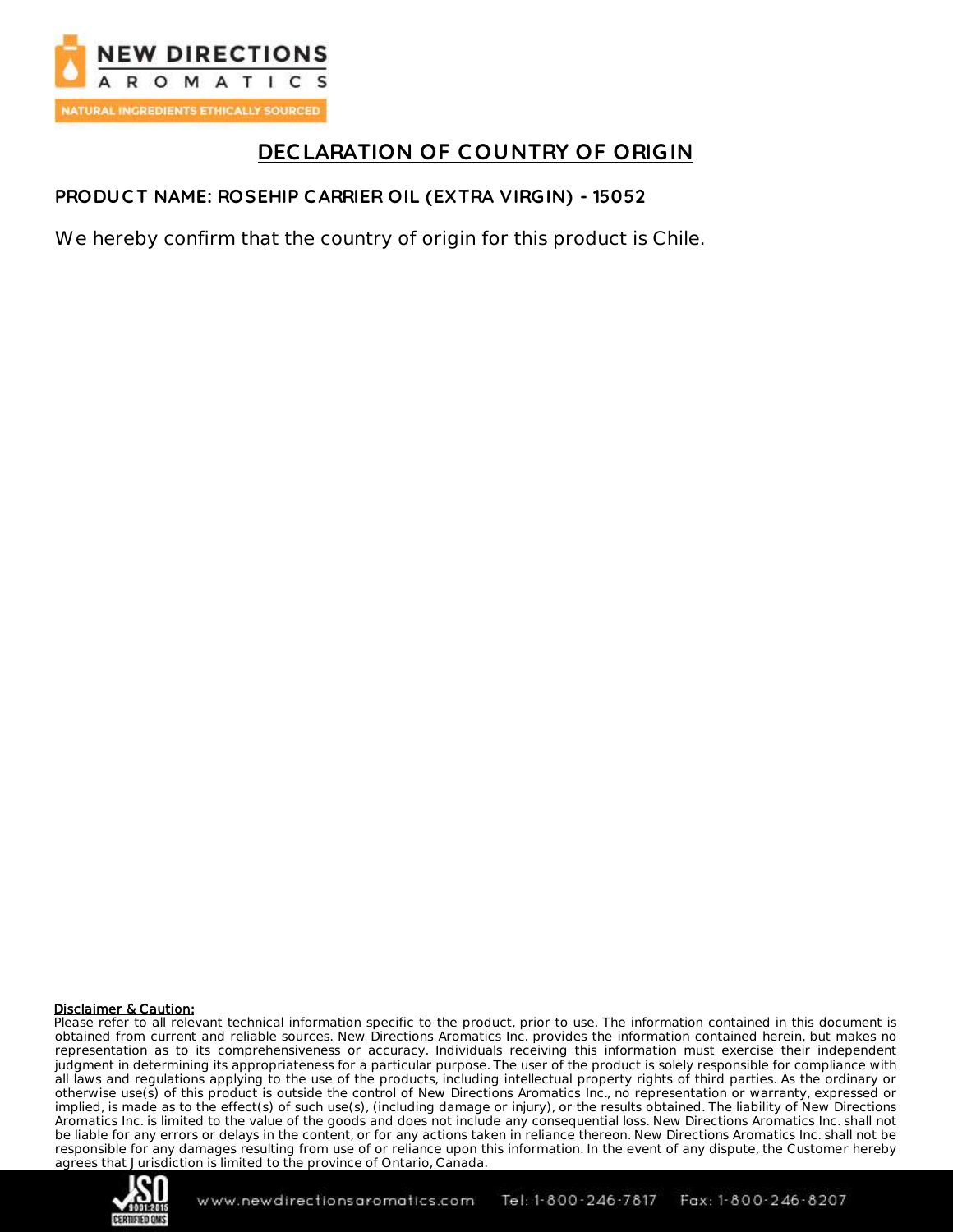# DECLARATION OF COUNTRY OF ORIGIN

**PRODUCT NAME: ROSEHIP CARRIER OIL (EXTRA VIRGIN) - 15052**

We hereby confirm that the country of origin for this product is Chile.

**Disclaimer & Caution:**
Please refer to all relevant technical information specific to the product, prior to use. The information contained in this document is obtained from current and reliable sources. New Directions Aromatics Inc. provides the information contained herein, but makes no representation as to its comprehensiveness or accuracy. Individuals receiving this information must exercise their independent judgment in determining its appropriateness for a particular purpose. The user of the product is solely responsible for compliance with all laws and regulations applying to the use of the products, including intellectual property rights of third parties. As the ordinary or otherwise use(s) of this product is outside the control of New Directions Aromatics Inc., no representation or warranty, expressed or implied, is made as to the effect(s) of such use(s), (including damage or injury), or the results obtained. The liability of New Directions Aromatics Inc. is limited to the value of the goods and does not include any consequential loss. New Directions Aromatics Inc. shall not be liable for any errors or delays in the content, or for any actions taken in reliance thereon. New Directions Aromatics Inc. shall not be responsible for any damages resulting from use of or reliance upon this information. In the event of any dispute, the Customer hereby agrees that Jurisdiction is limited to the province of Ontario, Canada.